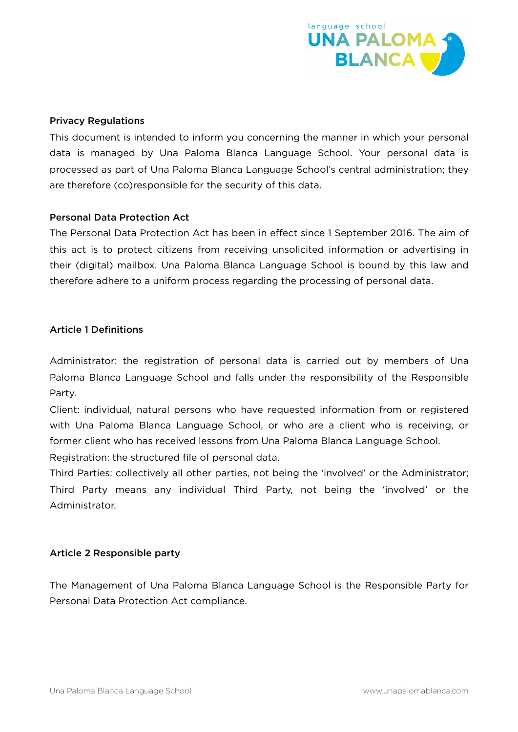## Privacy Regulations

This document is intended to inform you concerning the manner in which your personal data is managed by Una Paloma Blanca Language School. Your personal data is processed as part of Una Paloma Blanca Language School's central administration; they are therefore (co)responsible for the security of this data.

## Personal Data Protection Act

The Personal Data Protection Act has been in effect since 1 September 2016. The aim of this act is to protect citizens from receiving unsolicited information or advertising in their (digital) mailbox. Una Paloma Blanca Language School is bound by this law and therefore adhere to a uniform process regarding the processing of personal data.

## Article 1 Definitions

Administrator: the registration of personal data is carried out by members of Una Paloma Blanca Language School and falls under the responsibility of the Responsible Party.

Client: individual, natural persons who have requested information from or registered with Una Paloma Blanca Language School, or who are a client who is receiving, or former client who has received lessons from Una Paloma Blanca Language School.

Registration: the structured file of personal data.

Third Parties: collectively all other parties, not being the 'involved' or the Administrator; Third Party means any individual Third Party, not being the 'involved' or the Administrator.

## Article 2 Responsible party

The Management of Una Paloma Blanca Language School is the Responsible Party for Personal Data Protection Act compliance.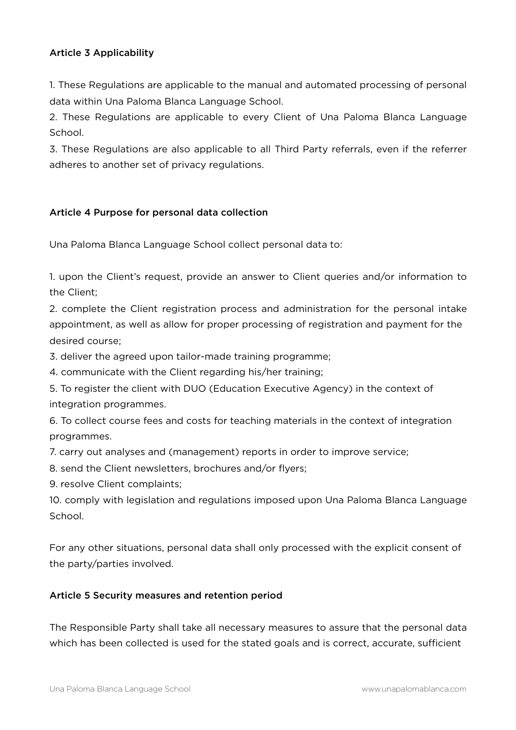#### Article 3 Applicability

1. These Regulations are applicable to the manual and automated processing of personal data within Una Paloma Blanca Language School.
2. These Regulations are applicable to every Client of Una Paloma Blanca Language School.
3. These Regulations are also applicable to all Third Party referrals, even if the referrer adheres to another set of privacy regulations.

#### Article 4 Purpose for personal data collection

Una Paloma Blanca Language School collect personal data to:

1. upon the Client's request, provide an answer to Client queries and/or information to the Client;
2. complete the Client registration process and administration for the personal intake appointment, as well as allow for proper processing of registration and payment for the desired course;
3. deliver the agreed upon tailor-made training programme;
4. communicate with the Client regarding his/her training;
5. To register the client with DUO (Education Executive Agency) in the context of integration programmes.
6. To collect course fees and costs for teaching materials in the context of integration programmes.
7. carry out analyses and (management) reports in order to improve service;
8. send the Client newsletters, brochures and/or flyers;
9. resolve Client complaints;
10. comply with legislation and regulations imposed upon Una Paloma Blanca Language School.

For any other situations, personal data shall only processed with the explicit consent of the party/parties involved.

#### Article 5 Security measures and retention period

The Responsible Party shall take all necessary measures to assure that the personal data which has been collected is used for the stated goals and is correct, accurate, sufficient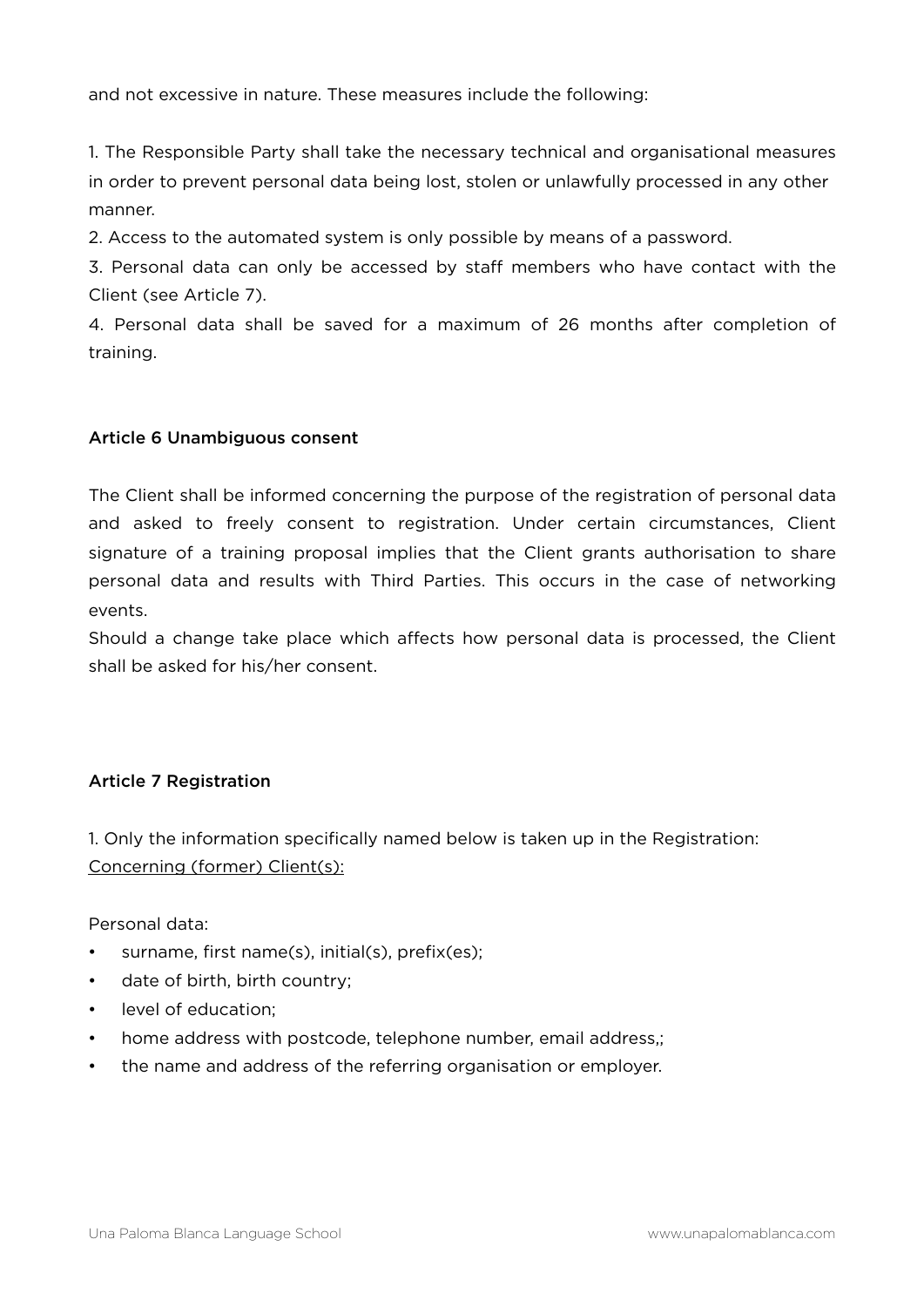and not excessive in nature. These measures include the following:

1. The Responsible Party shall take the necessary technical and organisational measures in order to prevent personal data being lost, stolen or unlawfully processed in any other manner.
2. Access to the automated system is only possible by means of a password.
3. Personal data can only be accessed by staff members who have contact with the Client (see Article 7).
4. Personal data shall be saved for a maximum of 26 months after completion of training.

### Article 6 Unambiguous consent

The Client shall be informed concerning the purpose of the registration of personal data and asked to freely consent to registration. Under certain circumstances, Client signature of a training proposal implies that the Client grants authorisation to share personal data and results with Third Parties. This occurs in the case of networking events.

Should a change take place which affects how personal data is processed, the Client shall be asked for his/her consent.

### Article 7 Registration

1. Only the information specifically named below is taken up in the Registration:

<u>Concerning (former) Client(s):</u>

Personal data:

- surname, first name(s), initial(s), prefix(es);
- date of birth, birth country;
- level of education;
- home address with postcode, telephone number, email address,;
- the name and address of the referring organisation or employer.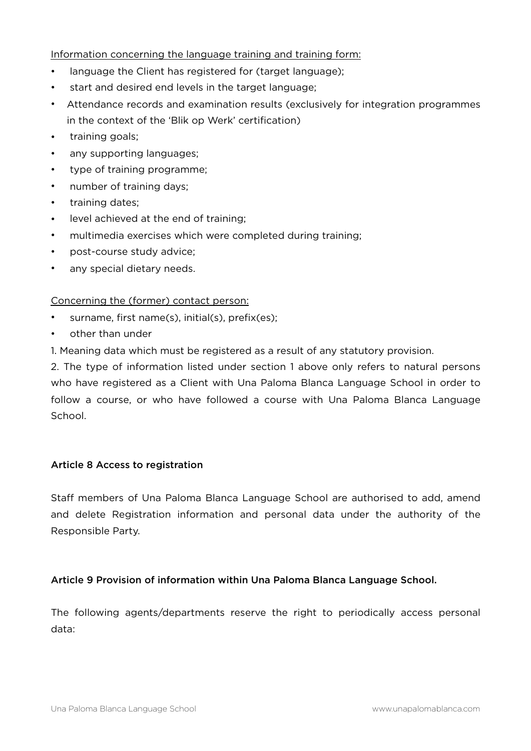Information concerning the language training and training form:

- language the Client has registered for (target language);
- start and desired end levels in the target language;
- Attendance records and examination results (exclusively for integration programmes in the context of the 'Blik op Werk' certification)
- training goals;
- any supporting languages;
- type of training programme;
- number of training days;
- training dates;
- level achieved at the end of training;
- multimedia exercises which were completed during training;
- post-course study advice;
- any special dietary needs.

Concerning the (former) contact person:

- surname, first name(s), initial(s), prefix(es);
- other than under

1. Meaning data which must be registered as a result of any statutory provision.
2. The type of information listed under section 1 above only refers to natural persons who have registered as a Client with Una Paloma Blanca Language School in order to follow a course, or who have followed a course with Una Paloma Blanca Language School.

### Article 8 Access to registration

Staff members of Una Paloma Blanca Language School are authorised to add, amend and delete Registration information and personal data under the authority of the Responsible Party.

### Article 9 Provision of information within Una Paloma Blanca Language School.

The following agents/departments reserve the right to periodically access personal data: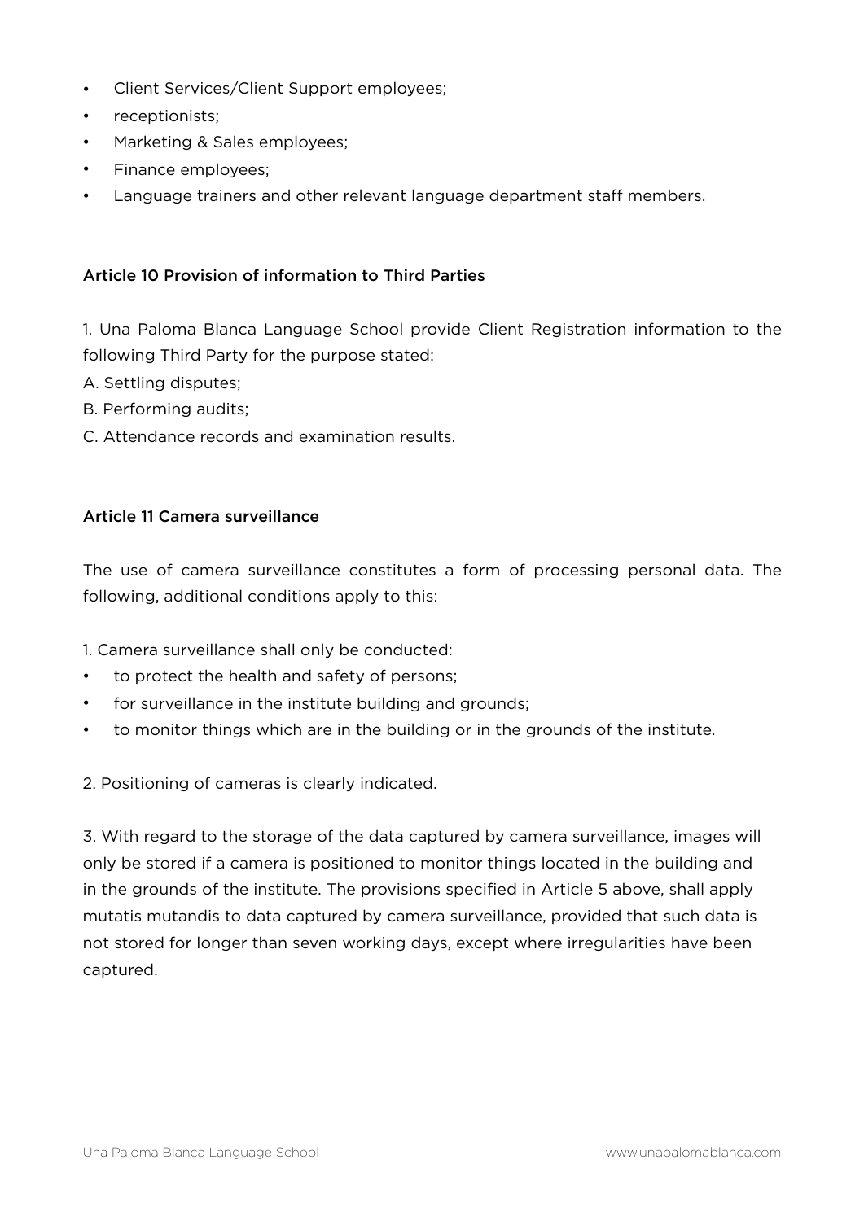- Client Services/Client Support employees;
- receptionists;
- Marketing & Sales employees;
- Finance employees;
- Language trainers and other relevant language department staff members.

**Article 10 Provision of information to Third Parties**

1. Una Paloma Blanca Language School provide Client Registration information to the following Third Party for the purpose stated:

A. Settling disputes;
B. Performing audits;
C. Attendance records and examination results.

**Article 11 Camera surveillance**

The use of camera surveillance constitutes a form of processing personal data. The following, additional conditions apply to this:

1. Camera surveillance shall only be conducted:

- to protect the health and safety of persons;
- for surveillance in the institute building and grounds;
- to monitor things which are in the building or in the grounds of the institute.

2. Positioning of cameras is clearly indicated.

3. With regard to the storage of the data captured by camera surveillance, images will only be stored if a camera is positioned to monitor things located in the building and in the grounds of the institute. The provisions specified in Article 5 above, shall apply mutatis mutandis to data captured by camera surveillance, provided that such data is not stored for longer than seven working days, except where irregularities have been captured.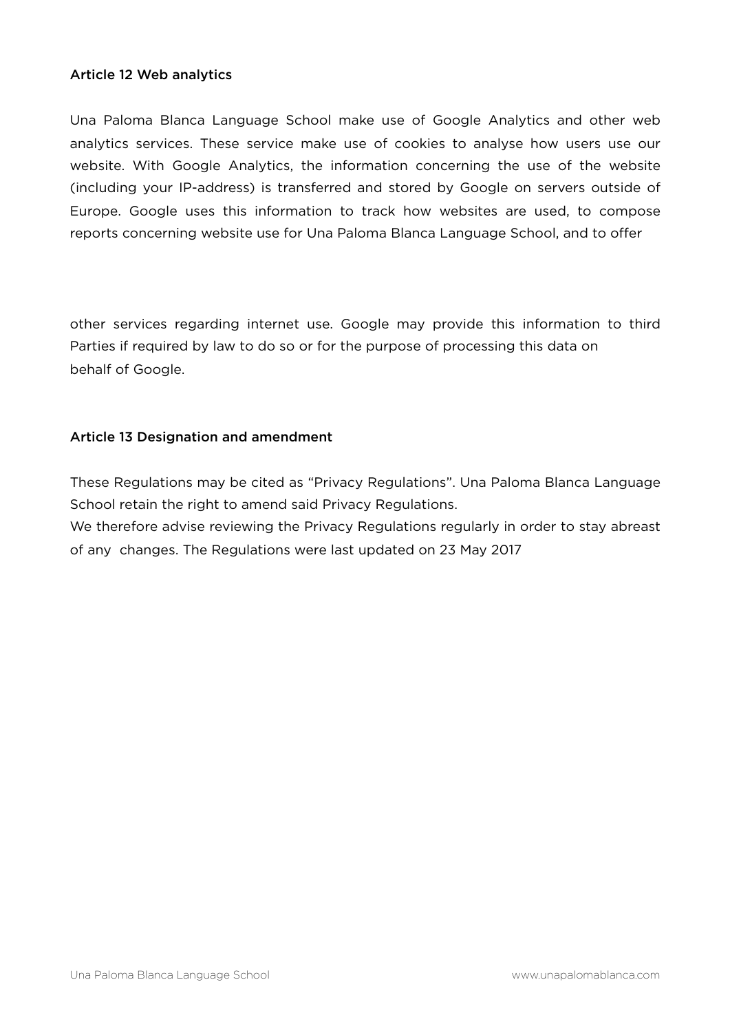### Article 12 Web analytics

Una Paloma Blanca Language School make use of Google Analytics and other web analytics services. These service make use of cookies to analyse how users use our website. With Google Analytics, the information concerning the use of the website (including your IP-address) is transferred and stored by Google on servers outside of Europe. Google uses this information to track how websites are used, to compose reports concerning website use for Una Paloma Blanca Language School, and to offer

other services regarding internet use. Google may provide this information to third Parties if required by law to do so or for the purpose of processing this data on behalf of Google.

### Article 13 Designation and amendment

These Regulations may be cited as "Privacy Regulations". Una Paloma Blanca Language School retain the right to amend said Privacy Regulations.
We therefore advise reviewing the Privacy Regulations regularly in order to stay abreast of any changes. The Regulations were last updated on 23 May 2017